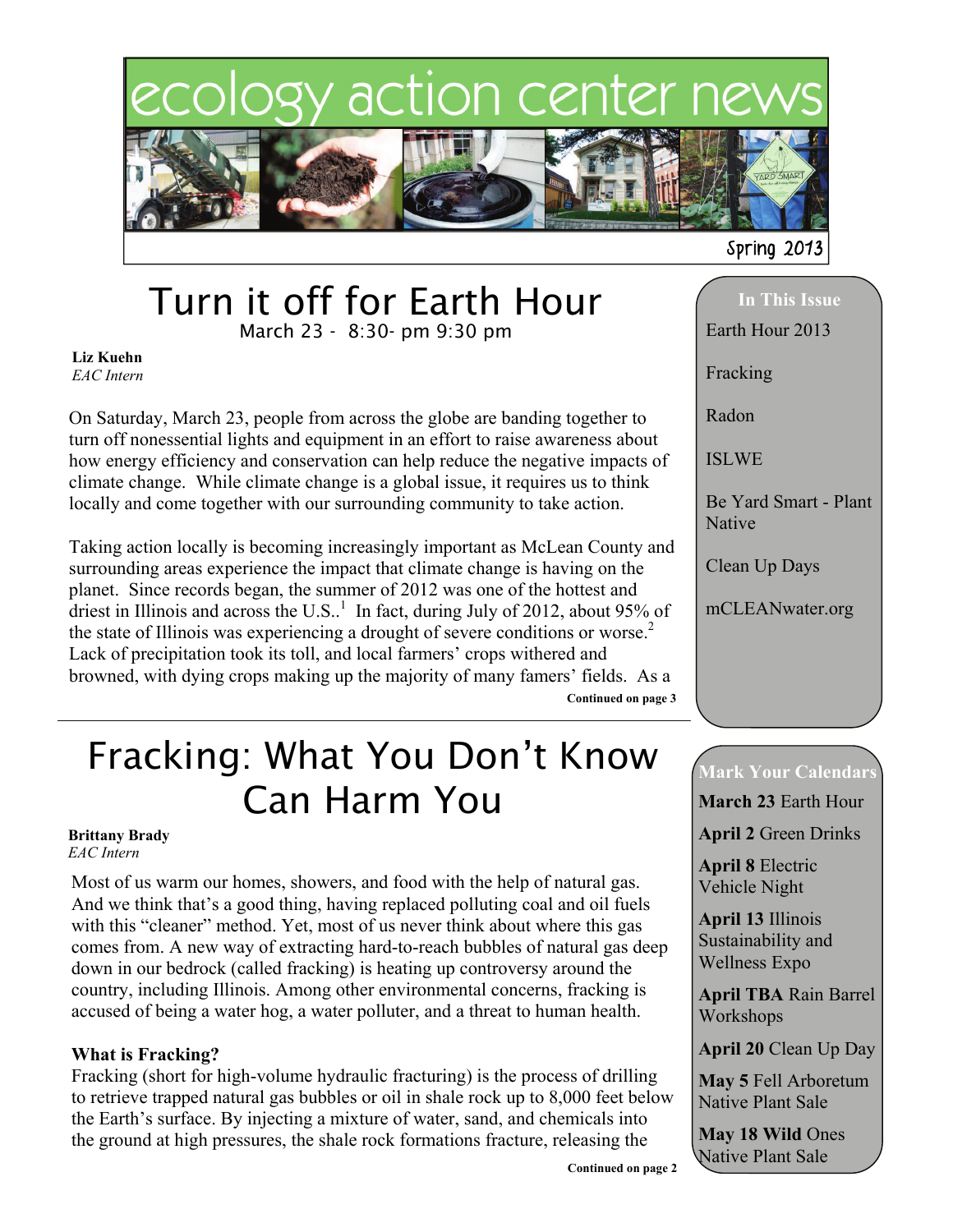# ecology action center news

Spring 2013

## Turn it off for Earth Hour

March 23 - 8:30- pm 9:30 pm

**Liz Kuehn**
*EAC Intern*

On Saturday, March 23, people from across the globe are banding together to turn off nonessential lights and equipment in an effort to raise awareness about how energy efficiency and conservation can help reduce the negative impacts of climate change. While climate change is a global issue, it requires us to think locally and come together with our surrounding community to take action.

Taking action locally is becoming increasingly important as McLean County and surrounding areas experience the impact that climate change is having on the planet. Since records began, the summer of 2012 was one of the hottest and driest in Illinois and across the U.S..[1] In fact, during July of 2012, about 95% of the state of Illinois was experiencing a drought of severe conditions or worse.[2] Lack of precipitation took its toll, and local farmers' crops withered and browned, with dying crops making up the majority of many famers' fields. As a

**Continued on page 3**

## Fracking: What You Don't Know Can Harm You

**Brittany Brady**
*EAC Intern*

Most of us warm our homes, showers, and food with the help of natural gas. And we think that's a good thing, having replaced polluting coal and oil fuels with this "cleaner" method. Yet, most of us never think about where this gas comes from. A new way of extracting hard-to-reach bubbles of natural gas deep down in our bedrock (called fracking) is heating up controversy around the country, including Illinois. Among other environmental concerns, fracking is accused of being a water hog, a water polluter, and a threat to human health.

**What is Fracking?**

Fracking (short for high-volume hydraulic fracturing) is the process of drilling to retrieve trapped natural gas bubbles or oil in shale rock up to 8,000 feet below the Earth's surface. By injecting a mixture of water, sand, and chemicals into the ground at high pressures, the shale rock formations fracture, releasing the

**Continued on page 2**

### In This Issue

- Earth Hour 2013
- Fracking
- Radon
- ISLWE
- Be Yard Smart - Plant Native
- Clean Up Days
- mCLEANwater.org

### Mark Your Calendars

**March 23** Earth Hour

**April 2** Green Drinks

**April 8** Electric Vehicle Night

**April 13** Illinois Sustainability and Wellness Expo

**April TBA** Rain Barrel Workshops

**April 20** Clean Up Day

**May 5** Fell Arboretum Native Plant Sale

**May 18 Wild** Ones Native Plant Sale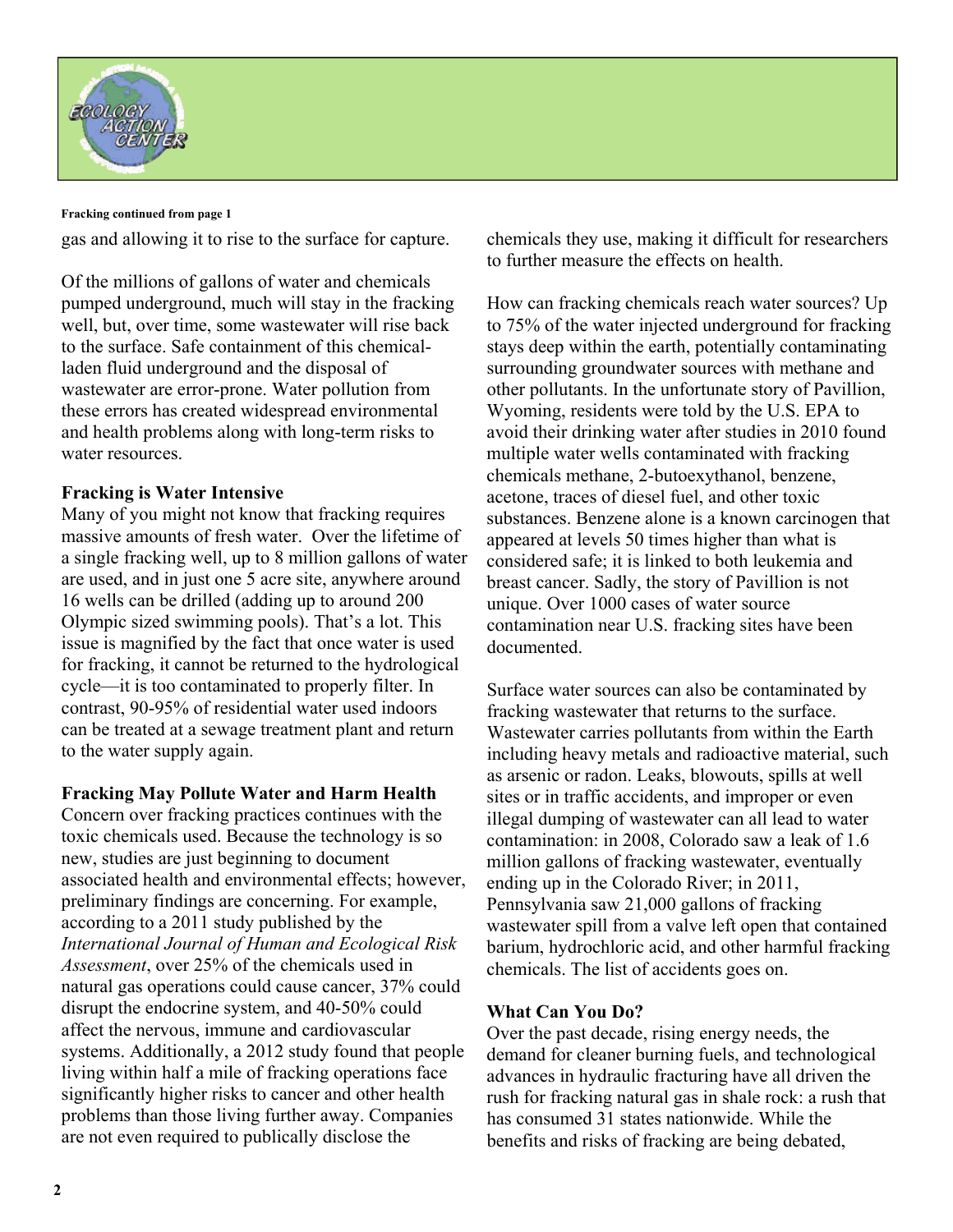**Fracking continued from page 1**

gas and allowing it to rise to the surface for capture.

Of the millions of gallons of water and chemicals pumped underground, much will stay in the fracking well, but, over time, some wastewater will rise back to the surface. Safe containment of this chemical-laden fluid underground and the disposal of wastewater are error-prone. Water pollution from these errors has created widespread environmental and health problems along with long-term risks to water resources.

### Fracking is Water Intensive

Many of you might not know that fracking requires massive amounts of fresh water. Over the lifetime of a single fracking well, up to 8 million gallons of water are used, and in just one 5 acre site, anywhere around 16 wells can be drilled (adding up to around 200 Olympic sized swimming pools). That's a lot. This issue is magnified by the fact that once water is used for fracking, it cannot be returned to the hydrological cycle—it is too contaminated to properly filter. In contrast, 90-95% of residential water used indoors can be treated at a sewage treatment plant and return to the water supply again.

### Fracking May Pollute Water and Harm Health

Concern over fracking practices continues with the toxic chemicals used. Because the technology is so new, studies are just beginning to document associated health and environmental effects; however, preliminary findings are concerning. For example, according to a 2011 study published by the *International Journal of Human and Ecological Risk Assessment*, over 25% of the chemicals used in natural gas operations could cause cancer, 37% could disrupt the endocrine system, and 40-50% could affect the nervous, immune and cardiovascular systems. Additionally, a 2012 study found that people living within half a mile of fracking operations face significantly higher risks to cancer and other health problems than those living further away. Companies are not even required to publically disclose the chemicals they use, making it difficult for researchers to further measure the effects on health.

How can fracking chemicals reach water sources? Up to 75% of the water injected underground for fracking stays deep within the earth, potentially contaminating surrounding groundwater sources with methane and other pollutants. In the unfortunate story of Pavillion, Wyoming, residents were told by the U.S. EPA to avoid their drinking water after studies in 2010 found multiple water wells contaminated with fracking chemicals methane, 2-butoexythanol, benzene, acetone, traces of diesel fuel, and other toxic substances. Benzene alone is a known carcinogen that appeared at levels 50 times higher than what is considered safe; it is linked to both leukemia and breast cancer. Sadly, the story of Pavillion is not unique. Over 1000 cases of water source contamination near U.S. fracking sites have been documented.

Surface water sources can also be contaminated by fracking wastewater that returns to the surface. Wastewater carries pollutants from within the Earth including heavy metals and radioactive material, such as arsenic or radon. Leaks, blowouts, spills at well sites or in traffic accidents, and improper or even illegal dumping of wastewater can all lead to water contamination: in 2008, Colorado saw a leak of 1.6 million gallons of fracking wastewater, eventually ending up in the Colorado River; in 2011, Pennsylvania saw 21,000 gallons of fracking wastewater spill from a valve left open that contained barium, hydrochloric acid, and other harmful fracking chemicals. The list of accidents goes on.

### What Can You Do?

Over the past decade, rising energy needs, the demand for cleaner burning fuels, and technological advances in hydraulic fracturing have all driven the rush for fracking natural gas in shale rock: a rush that has consumed 31 states nationwide. While the benefits and risks of fracking are being debated,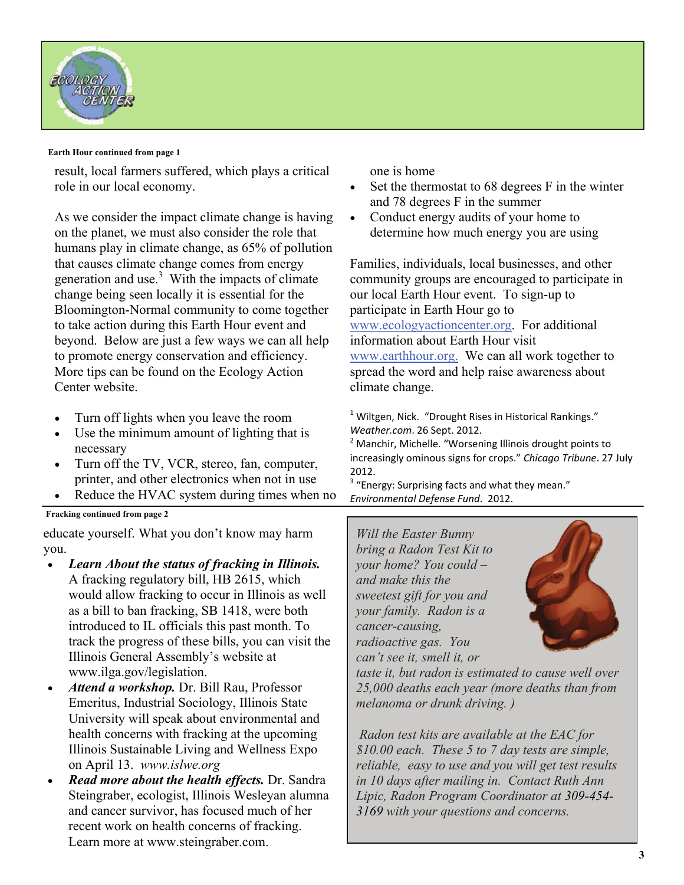**Earth Hour continued from page 1**

result, local farmers suffered, which plays a critical role in our local economy.

As we consider the impact climate change is having on the planet, we must also consider the role that humans play in climate change, as 65% of pollution that causes climate change comes from energy generation and use.[3] With the impacts of climate change being seen locally it is essential for the Bloomington-Normal community to come together to take action during this Earth Hour event and beyond. Below are just a few ways we can all help to promote energy conservation and efficiency. More tips can be found on the Ecology Action Center website.

- Turn off lights when you leave the room
- Use the minimum amount of lighting that is necessary
- Turn off the TV, VCR, stereo, fan, computer, printer, and other electronics when not in use
- Reduce the HVAC system during times when no one is home
- Set the thermostat to 68 degrees F in the winter and 78 degrees F in the summer
- Conduct energy audits of your home to determine how much energy you are using

Families, individuals, local businesses, and other community groups are encouraged to participate in our local Earth Hour event. To sign-up to participate in Earth Hour go to www.ecologyactioncenter.org. For additional information about Earth Hour visit www.earthhour.org. We can all work together to spread the word and help raise awareness about climate change.

[1] Wiltgen, Nick. "Drought Rises in Historical Rankings." *Weather.com*. 26 Sept. 2012.
[2] Manchir, Michelle. "Worsening Illinois drought points to increasingly ominous signs for crops." *Chicago Tribune*. 27 July 2012.
[3] "Energy: Surprising facts and what they mean." *Environmental Defense Fund*. 2012.

**Fracking continued from page 2**

educate yourself. What you don't know may harm you.

- ***Learn About the status of fracking in Illinois.*** A fracking regulatory bill, HB 2615, which would allow fracking to occur in Illinois as well as a bill to ban fracking, SB 1418, were both introduced to IL officials this past month. To track the progress of these bills, you can visit the Illinois General Assembly's website at www.ilga.gov/legislation.
- ***Attend a workshop.*** Dr. Bill Rau, Professor Emeritus, Industrial Sociology, Illinois State University will speak about environmental and health concerns with fracking at the upcoming Illinois Sustainable Living and Wellness Expo on April 13. *www.islwe.org*
- ***Read more about the health effects.*** Dr. Sandra Steingraber, ecologist, Illinois Wesleyan alumna and cancer survivor, has focused much of her recent work on health concerns of fracking. Learn more at www.steingraber.com.

*Will the Easter Bunny bring a Radon Test Kit to your home? You could – and make this the sweetest gift for you and your family. Radon is a cancer-causing, radioactive gas. You can't see it, smell it, or taste it, but radon is estimated to cause well over 25,000 deaths each year (more deaths than from melanoma or drunk driving. )*

*Radon test kits are available at the EAC for $10.00 each. These 5 to 7 day tests are simple, reliable, easy to use and you will get test results in 10 days after mailing in. Contact Ruth Ann Lipic, Radon Program Coordinator at 309-454-3169 with your questions and concerns.*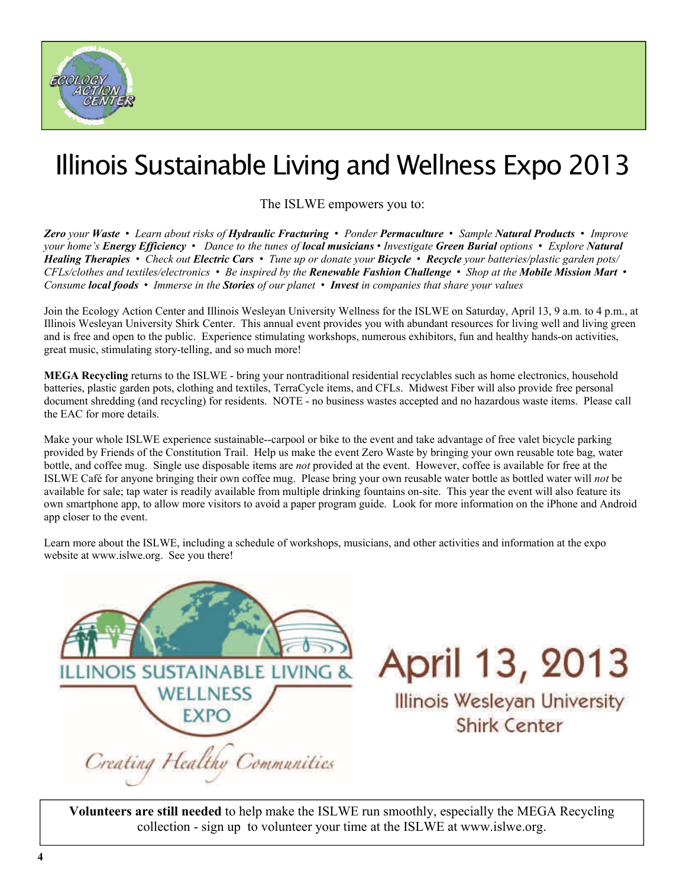# Illinois Sustainable Living and Wellness Expo 2013

The ISLWE empowers you to:

***Zero** your **Waste** • Learn about risks of **Hydraulic Fracturing** • Ponder **Permaculture** • Sample **Natural Products** • Improve your home's **Energy Efficiency** • Dance to the tunes of **local musicians** • Investigate **Green Burial** options • Explore **Natural Healing Therapies** • Check out **Electric Cars** • Tune up or donate your **Bicycle** • **Recycle** your batteries/plastic garden pots/ CFLs/clothes and textiles/electronics • Be inspired by the **Renewable Fashion Challenge** • Shop at the **Mobile Mission Mart** • Consume **local foods** • Immerse in the **Stories** of our planet • **Invest** in companies that share your values*

Join the Ecology Action Center and Illinois Wesleyan University Wellness for the ISLWE on Saturday, April 13, 9 a.m. to 4 p.m., at Illinois Wesleyan University Shirk Center. This annual event provides you with abundant resources for living well and living green and is free and open to the public. Experience stimulating workshops, numerous exhibitors, fun and healthy hands-on activities, great music, stimulating story-telling, and so much more!

**MEGA Recycling** returns to the ISLWE - bring your nontraditional residential recyclables such as home electronics, household batteries, plastic garden pots, clothing and textiles, TerraCycle items, and CFLs. Midwest Fiber will also provide free personal document shredding (and recycling) for residents. NOTE - no business wastes accepted and no hazardous waste items. Please call the EAC for more details.

Make your whole ISLWE experience sustainable--carpool or bike to the event and take advantage of free valet bicycle parking provided by Friends of the Constitution Trail. Help us make the event Zero Waste by bringing your own reusable tote bag, water bottle, and coffee mug. Single use disposable items are *not* provided at the event. However, coffee is available for free at the ISLWE Café for anyone bringing their own coffee mug. Please bring your own reusable water bottle as bottled water will *not* be available for sale; tap water is readily available from multiple drinking fountains on-site. This year the event will also feature its own smartphone app, to allow more visitors to avoid a paper program guide. Look for more information on the iPhone and Android app closer to the event.

Learn more about the ISLWE, including a schedule of workshops, musicians, and other activities and information at the expo website at www.islwe.org. See you there!

ILLINOIS SUSTAINABLE LIVING & WELLNESS EXPO

*Creating Healthy Communities*

**April 13, 2013**

Illinois Wesleyan University
Shirk Center

**Volunteers are still needed** to help make the ISLWE run smoothly, especially the MEGA Recycling collection - sign up to volunteer your time at the ISLWE at www.islwe.org.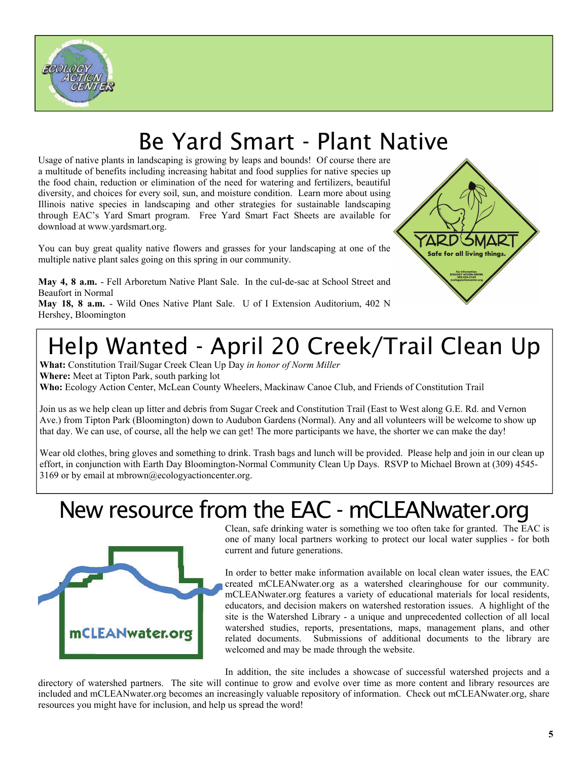# Be Yard Smart - Plant Native

Usage of native plants in landscaping is growing by leaps and bounds! Of course there are a multitude of benefits including increasing habitat and food supplies for native species up the food chain, reduction or elimination of the need for watering and fertilizers, beautiful diversity, and choices for every soil, sun, and moisture condition. Learn more about using Illinois native species in landscaping and other strategies for sustainable landscaping through EAC's Yard Smart program. Free Yard Smart Fact Sheets are available for download at www.yardsmart.org.

You can buy great quality native flowers and grasses for your landscaping at one of the multiple native plant sales going on this spring in our community.

**May 4, 8 a.m.** - Fell Arboretum Native Plant Sale. In the cul-de-sac at School Street and Beaufort in Normal

**May 18, 8 a.m.** - Wild Ones Native Plant Sale. U of I Extension Auditorium, 402 N Hershey, Bloomington

# Help Wanted - April 20 Creek/Trail Clean Up

**What:** Constitution Trail/Sugar Creek Clean Up Day *in honor of Norm Miller*
**Where:** Meet at Tipton Park, south parking lot
**Who:** Ecology Action Center, McLean County Wheelers, Mackinaw Canoe Club, and Friends of Constitution Trail

Join us as we help clean up litter and debris from Sugar Creek and Constitution Trail (East to West along G.E. Rd. and Vernon Ave.) from Tipton Park (Bloomington) down to Audubon Gardens (Normal). Any and all volunteers will be welcome to show up that day. We can use, of course, all the help we can get! The more participants we have, the shorter we can make the day!

Wear old clothes, bring gloves and something to drink. Trash bags and lunch will be provided. Please help and join in our clean up effort, in conjunction with Earth Day Bloomington-Normal Community Clean Up Days. RSVP to Michael Brown at (309) 4545-3169 or by email at mbrown@ecologyactioncenter.org.

# New resource from the EAC - mCLEANwater.org

Clean, safe drinking water is something we too often take for granted. The EAC is one of many local partners working to protect our local water supplies - for both current and future generations.

In order to better make information available on local clean water issues, the EAC created mCLEANwater.org as a watershed clearinghouse for our community. mCLEANwater.org features a variety of educational materials for local residents, educators, and decision makers on watershed restoration issues. A highlight of the site is the Watershed Library - a unique and unprecedented collection of all local watershed studies, reports, presentations, maps, management plans, and other related documents. Submissions of additional documents to the library are welcomed and may be made through the website.

In addition, the site includes a showcase of successful watershed projects and a directory of watershed partners. The site will continue to grow and evolve over time as more content and library resources are included and mCLEANwater.org becomes an increasingly valuable repository of information. Check out mCLEANwater.org, share resources you might have for inclusion, and help us spread the word!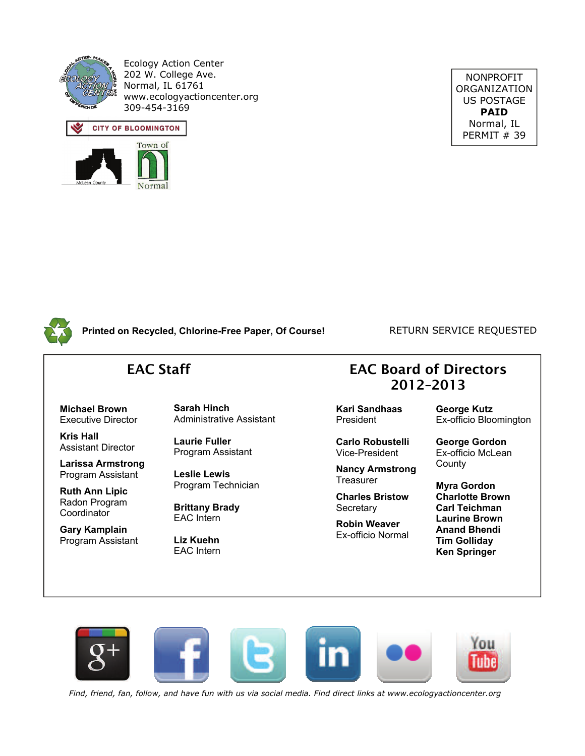Ecology Action Center
202 W. College Ave.
Normal, IL 61761
www.ecologyactioncenter.org
309-454-3169

CITY OF BLOOMINGTON

McLean County

Town of Normal

NONPROFIT ORGANIZATION
US POSTAGE
**PAID**
Normal, IL
PERMIT # 39

**Printed on Recycled, Chlorine-Free Paper, Of Course!**

RETURN SERVICE REQUESTED

## EAC Staff

**Michael Brown**
Executive Director

**Kris Hall**
Assistant Director

**Larissa Armstrong**
Program Assistant

**Ruth Ann Lipic**
Radon Program Coordinator

**Gary Kamplain**
Program Assistant

**Sarah Hinch**
Administrative Assistant

**Laurie Fuller**
Program Assistant

**Leslie Lewis**
Program Technician

**Brittany Brady**
EAC Intern

**Liz Kuehn**
EAC Intern

## EAC Board of Directors 2012–2013

**Kari Sandhaas**
President

**Carlo Robustelli**
Vice-President

**Nancy Armstrong**
Treasurer

**Charles Bristow**
Secretary

**Robin Weaver**
Ex-officio Normal

**George Kutz**
Ex-officio Bloomington

**George Gordon**
Ex-officio McLean County

**Myra Gordon**
**Charlotte Brown**
**Carl Teichman**
**Laurine Brown**
**Anand Bhendi**
**Tim Golliday**
**Ken Springer**

*Find, friend, fan, follow, and have fun with us via social media. Find direct links at www.ecologyactioncenter.org*